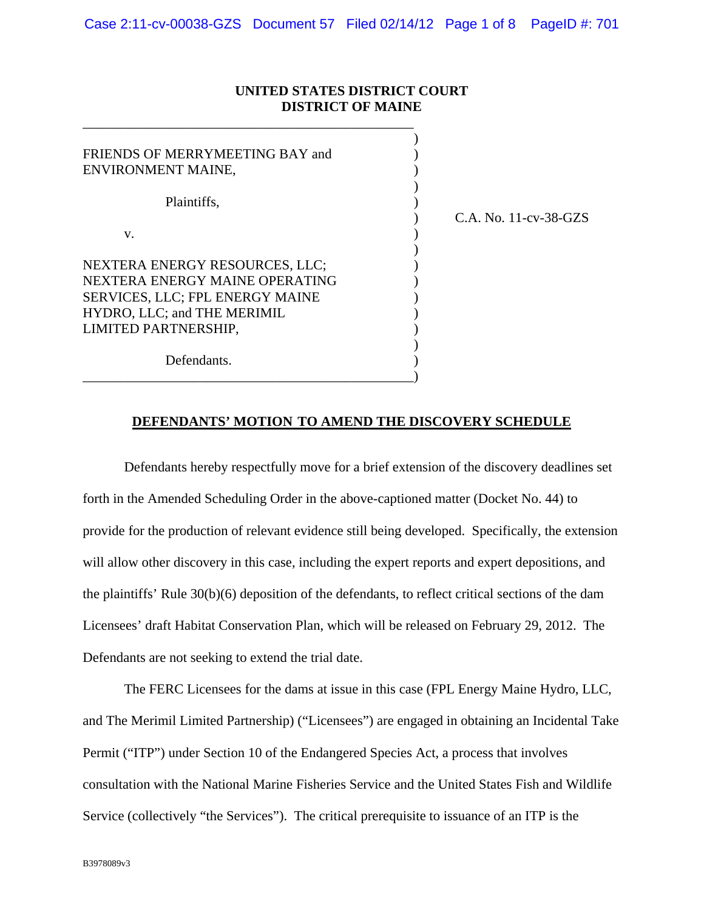**UNITED STATES DISTRICT COURT**
**DISTRICT OF MAINE**

FRIENDS OF MERRYMEETING BAY and ENVIRONMENT MAINE,

Plaintiffs,

v.

NEXTERA ENERGY RESOURCES, LLC; NEXTERA ENERGY MAINE OPERATING SERVICES, LLC; FPL ENERGY MAINE HYDRO, LLC; and THE MERIMIL LIMITED PARTNERSHIP,

Defendants.

C.A. No. 11-cv-38-GZS

**DEFENDANTS' MOTION TO AMEND THE DISCOVERY SCHEDULE**

Defendants hereby respectfully move for a brief extension of the discovery deadlines set forth in the Amended Scheduling Order in the above-captioned matter (Docket No. 44) to provide for the production of relevant evidence still being developed. Specifically, the extension will allow other discovery in this case, including the expert reports and expert depositions, and the plaintiffs' Rule 30(b)(6) deposition of the defendants, to reflect critical sections of the dam Licensees' draft Habitat Conservation Plan, which will be released on February 29, 2012. The Defendants are not seeking to extend the trial date.

The FERC Licensees for the dams at issue in this case (FPL Energy Maine Hydro, LLC, and The Merimil Limited Partnership) ("Licensees") are engaged in obtaining an Incidental Take Permit ("ITP") under Section 10 of the Endangered Species Act, a process that involves consultation with the National Marine Fisheries Service and the United States Fish and Wildlife Service (collectively "the Services"). The critical prerequisite to issuance of an ITP is the

B3978089v3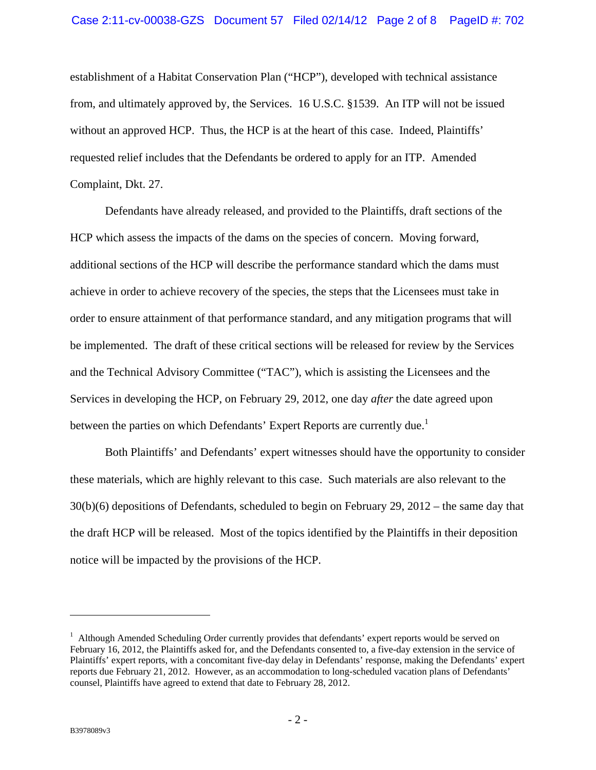establishment of a Habitat Conservation Plan ("HCP"), developed with technical assistance from, and ultimately approved by, the Services. 16 U.S.C. §1539. An ITP will not be issued without an approved HCP. Thus, the HCP is at the heart of this case. Indeed, Plaintiffs' requested relief includes that the Defendants be ordered to apply for an ITP. Amended Complaint, Dkt. 27.

Defendants have already released, and provided to the Plaintiffs, draft sections of the HCP which assess the impacts of the dams on the species of concern. Moving forward, additional sections of the HCP will describe the performance standard which the dams must achieve in order to achieve recovery of the species, the steps that the Licensees must take in order to ensure attainment of that performance standard, and any mitigation programs that will be implemented. The draft of these critical sections will be released for review by the Services and the Technical Advisory Committee ("TAC"), which is assisting the Licensees and the Services in developing the HCP, on February 29, 2012, one day *after* the date agreed upon between the parties on which Defendants' Expert Reports are currently due.[1]

Both Plaintiffs' and Defendants' expert witnesses should have the opportunity to consider these materials, which are highly relevant to this case. Such materials are also relevant to the 30(b)(6) depositions of Defendants, scheduled to begin on February 29, 2012 – the same day that the draft HCP will be released. Most of the topics identified by the Plaintiffs in their deposition notice will be impacted by the provisions of the HCP.

---

[1] Although Amended Scheduling Order currently provides that defendants' expert reports would be served on February 16, 2012, the Plaintiffs asked for, and the Defendants consented to, a five-day extension in the service of Plaintiffs' expert reports, with a concomitant five-day delay in Defendants' response, making the Defendants' expert reports due February 21, 2012. However, as an accommodation to long-scheduled vacation plans of Defendants' counsel, Plaintiffs have agreed to extend that date to February 28, 2012.

B3978089v3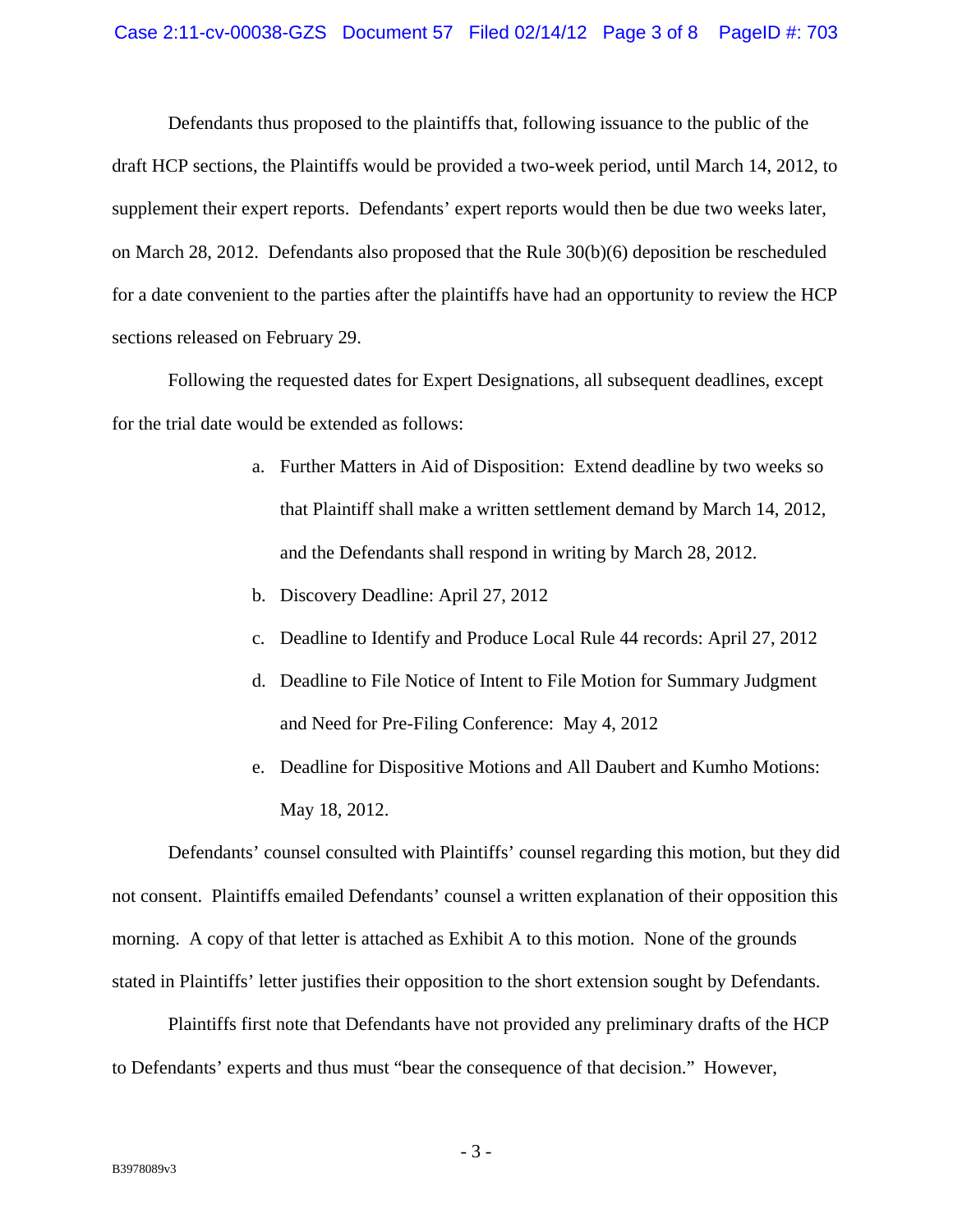Defendants thus proposed to the plaintiffs that, following issuance to the public of the draft HCP sections, the Plaintiffs would be provided a two-week period, until March 14, 2012, to supplement their expert reports. Defendants' expert reports would then be due two weeks later, on March 28, 2012. Defendants also proposed that the Rule 30(b)(6) deposition be rescheduled for a date convenient to the parties after the plaintiffs have had an opportunity to review the HCP sections released on February 29.

Following the requested dates for Expert Designations, all subsequent deadlines, except for the trial date would be extended as follows:

a. Further Matters in Aid of Disposition: Extend deadline by two weeks so that Plaintiff shall make a written settlement demand by March 14, 2012, and the Defendants shall respond in writing by March 28, 2012.

b. Discovery Deadline: April 27, 2012

c. Deadline to Identify and Produce Local Rule 44 records: April 27, 2012

d. Deadline to File Notice of Intent to File Motion for Summary Judgment and Need for Pre-Filing Conference: May 4, 2012

e. Deadline for Dispositive Motions and All Daubert and Kumho Motions: May 18, 2012.

Defendants' counsel consulted with Plaintiffs' counsel regarding this motion, but they did not consent. Plaintiffs emailed Defendants' counsel a written explanation of their opposition this morning. A copy of that letter is attached as Exhibit A to this motion. None of the grounds stated in Plaintiffs' letter justifies their opposition to the short extension sought by Defendants.

Plaintiffs first note that Defendants have not provided any preliminary drafts of the HCP to Defendants' experts and thus must "bear the consequence of that decision." However,

B3978089v3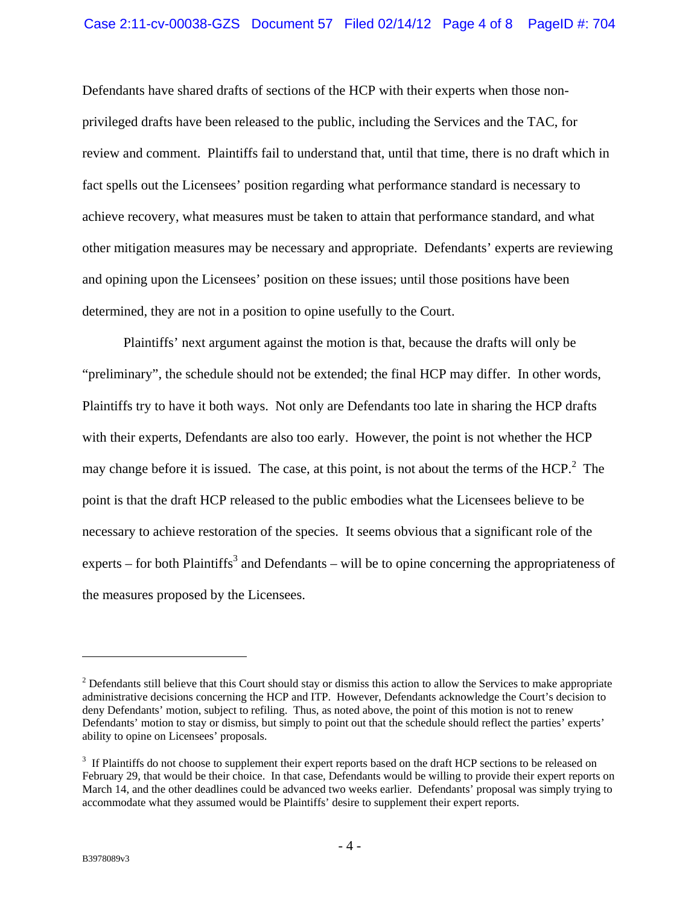Defendants have shared drafts of sections of the HCP with their experts when those non-privileged drafts have been released to the public, including the Services and the TAC, for review and comment. Plaintiffs fail to understand that, until that time, there is no draft which in fact spells out the Licensees' position regarding what performance standard is necessary to achieve recovery, what measures must be taken to attain that performance standard, and what other mitigation measures may be necessary and appropriate. Defendants' experts are reviewing and opining upon the Licensees' position on these issues; until those positions have been determined, they are not in a position to opine usefully to the Court.

Plaintiffs' next argument against the motion is that, because the drafts will only be "preliminary", the schedule should not be extended; the final HCP may differ. In other words, Plaintiffs try to have it both ways. Not only are Defendants too late in sharing the HCP drafts with their experts, Defendants are also too early. However, the point is not whether the HCP may change before it is issued. The case, at this point, is not about the terms of the HCP.[2] The point is that the draft HCP released to the public embodies what the Licensees believe to be necessary to achieve restoration of the species. It seems obvious that a significant role of the experts – for both Plaintiffs[3] and Defendants – will be to opine concerning the appropriateness of the measures proposed by the Licensees.

---

[2] Defendants still believe that this Court should stay or dismiss this action to allow the Services to make appropriate administrative decisions concerning the HCP and ITP. However, Defendants acknowledge the Court's decision to deny Defendants' motion, subject to refiling. Thus, as noted above, the point of this motion is not to renew Defendants' motion to stay or dismiss, but simply to point out that the schedule should reflect the parties' experts' ability to opine on Licensees' proposals.

[3] If Plaintiffs do not choose to supplement their expert reports based on the draft HCP sections to be released on February 29, that would be their choice. In that case, Defendants would be willing to provide their expert reports on March 14, and the other deadlines could be advanced two weeks earlier. Defendants' proposal was simply trying to accommodate what they assumed would be Plaintiffs' desire to supplement their expert reports.

B3978089v3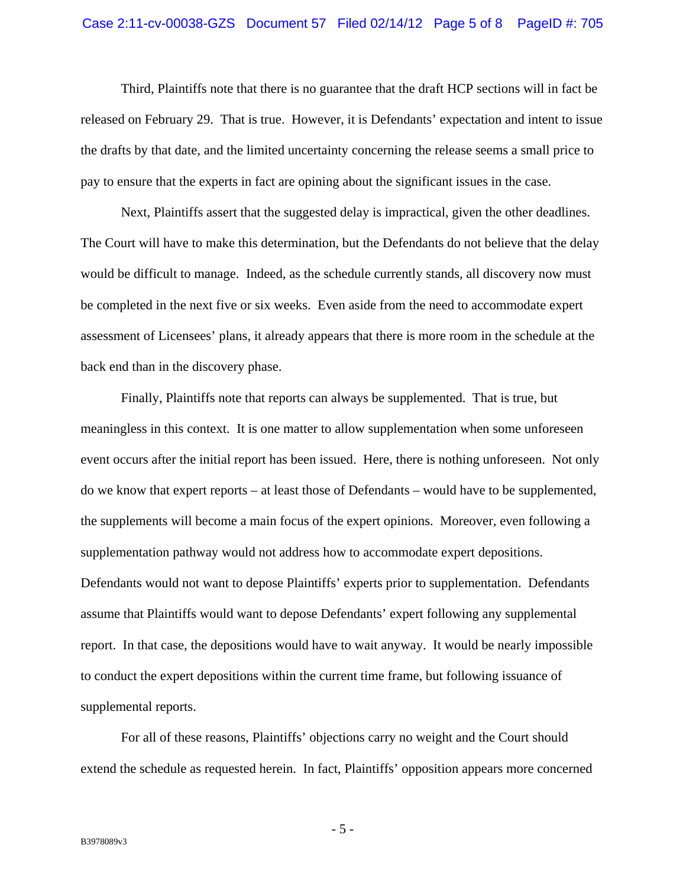Third, Plaintiffs note that there is no guarantee that the draft HCP sections will in fact be released on February 29. That is true. However, it is Defendants' expectation and intent to issue the drafts by that date, and the limited uncertainty concerning the release seems a small price to pay to ensure that the experts in fact are opining about the significant issues in the case.

Next, Plaintiffs assert that the suggested delay is impractical, given the other deadlines. The Court will have to make this determination, but the Defendants do not believe that the delay would be difficult to manage. Indeed, as the schedule currently stands, all discovery now must be completed in the next five or six weeks. Even aside from the need to accommodate expert assessment of Licensees' plans, it already appears that there is more room in the schedule at the back end than in the discovery phase.

Finally, Plaintiffs note that reports can always be supplemented. That is true, but meaningless in this context. It is one matter to allow supplementation when some unforeseen event occurs after the initial report has been issued. Here, there is nothing unforeseen. Not only do we know that expert reports – at least those of Defendants – would have to be supplemented, the supplements will become a main focus of the expert opinions. Moreover, even following a supplementation pathway would not address how to accommodate expert depositions. Defendants would not want to depose Plaintiffs' experts prior to supplementation. Defendants assume that Plaintiffs would want to depose Defendants' expert following any supplemental report. In that case, the depositions would have to wait anyway. It would be nearly impossible to conduct the expert depositions within the current time frame, but following issuance of supplemental reports.

For all of these reasons, Plaintiffs' objections carry no weight and the Court should extend the schedule as requested herein. In fact, Plaintiffs' opposition appears more concerned

B3978089v3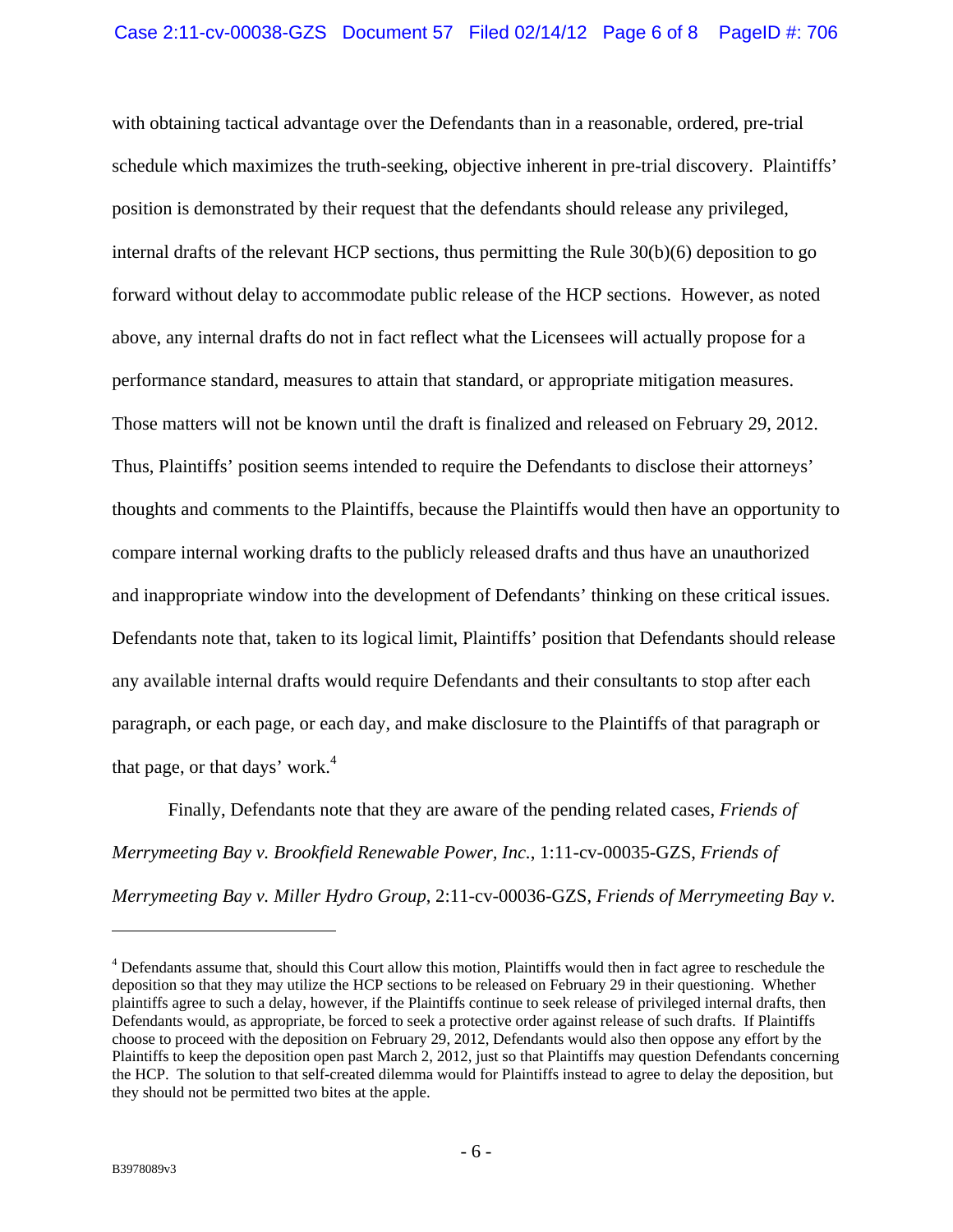with obtaining tactical advantage over the Defendants than in a reasonable, ordered, pre-trial schedule which maximizes the truth-seeking, objective inherent in pre-trial discovery. Plaintiffs' position is demonstrated by their request that the defendants should release any privileged, internal drafts of the relevant HCP sections, thus permitting the Rule 30(b)(6) deposition to go forward without delay to accommodate public release of the HCP sections. However, as noted above, any internal drafts do not in fact reflect what the Licensees will actually propose for a performance standard, measures to attain that standard, or appropriate mitigation measures. Those matters will not be known until the draft is finalized and released on February 29, 2012. Thus, Plaintiffs' position seems intended to require the Defendants to disclose their attorneys' thoughts and comments to the Plaintiffs, because the Plaintiffs would then have an opportunity to compare internal working drafts to the publicly released drafts and thus have an unauthorized and inappropriate window into the development of Defendants' thinking on these critical issues. Defendants note that, taken to its logical limit, Plaintiffs' position that Defendants should release any available internal drafts would require Defendants and their consultants to stop after each paragraph, or each page, or each day, and make disclosure to the Plaintiffs of that paragraph or that page, or that days' work.[4]

Finally, Defendants note that they are aware of the pending related cases, *Friends of Merrymeeting Bay v. Brookfield Renewable Power, Inc.*, 1:11-cv-00035-GZS, *Friends of Merrymeeting Bay v. Miller Hydro Group*, 2:11-cv-00036-GZS, *Friends of Merrymeeting Bay v.*

---

[4] Defendants assume that, should this Court allow this motion, Plaintiffs would then in fact agree to reschedule the deposition so that they may utilize the HCP sections to be released on February 29 in their questioning. Whether plaintiffs agree to such a delay, however, if the Plaintiffs continue to seek release of privileged internal drafts, then Defendants would, as appropriate, be forced to seek a protective order against release of such drafts. If Plaintiffs choose to proceed with the deposition on February 29, 2012, Defendants would also then oppose any effort by the Plaintiffs to keep the deposition open past March 2, 2012, just so that Plaintiffs may question Defendants concerning the HCP. The solution to that self-created dilemma would for Plaintiffs instead to agree to delay the deposition, but they should not be permitted two bites at the apple.

B3978089v3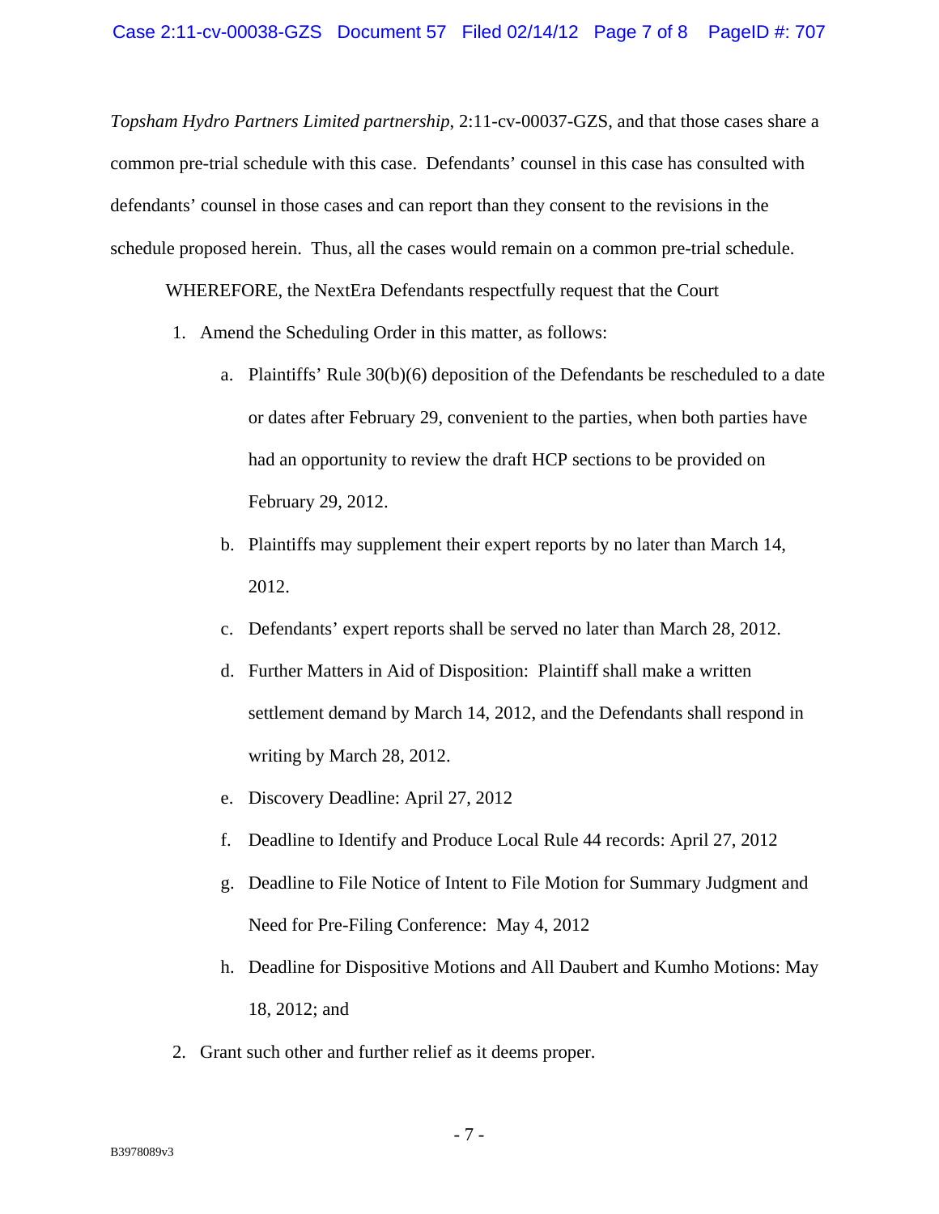*Topsham Hydro Partners Limited partnership*, 2:11-cv-00037-GZS, and that those cases share a common pre-trial schedule with this case. Defendants' counsel in this case has consulted with defendants' counsel in those cases and can report than they consent to the revisions in the schedule proposed herein. Thus, all the cases would remain on a common pre-trial schedule.

WHEREFORE, the NextEra Defendants respectfully request that the Court

1. Amend the Scheduling Order in this matter, as follows:
   a. Plaintiffs' Rule 30(b)(6) deposition of the Defendants be rescheduled to a date or dates after February 29, convenient to the parties, when both parties have had an opportunity to review the draft HCP sections to be provided on February 29, 2012.
   b. Plaintiffs may supplement their expert reports by no later than March 14, 2012.
   c. Defendants' expert reports shall be served no later than March 28, 2012.
   d. Further Matters in Aid of Disposition: Plaintiff shall make a written settlement demand by March 14, 2012, and the Defendants shall respond in writing by March 28, 2012.
   e. Discovery Deadline: April 27, 2012
   f. Deadline to Identify and Produce Local Rule 44 records: April 27, 2012
   g. Deadline to File Notice of Intent to File Motion for Summary Judgment and Need for Pre-Filing Conference: May 4, 2012
   h. Deadline for Dispositive Motions and All Daubert and Kumho Motions: May 18, 2012; and
2. Grant such other and further relief as it deems proper.

B3978089v3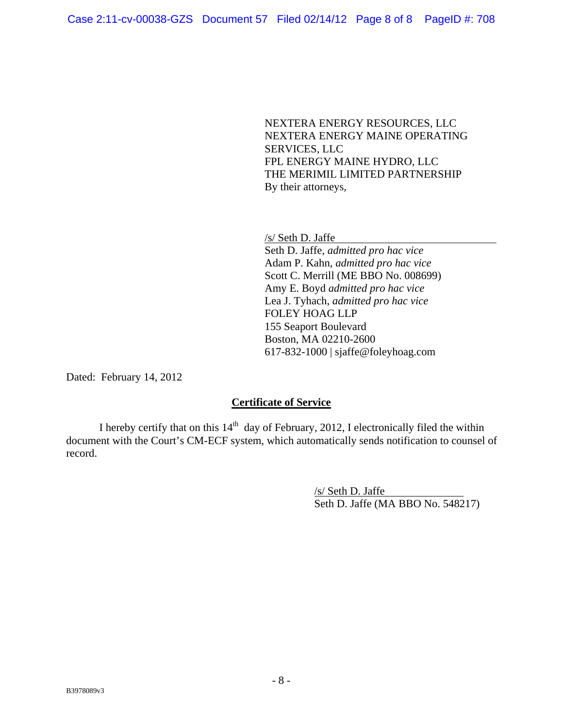NEXTERA ENERGY RESOURCES, LLC
NEXTERA ENERGY MAINE OPERATING SERVICES, LLC
FPL ENERGY MAINE HYDRO, LLC
THE MERIMIL LIMITED PARTNERSHIP
By their attorneys,

/s/ Seth D. Jaffe
Seth D. Jaffe, *admitted pro hac vice*
Adam P. Kahn, *admitted pro hac vice*
Scott C. Merrill (ME BBO No. 008699)
Amy E. Boyd *admitted pro hac vice*
Lea J. Tyhach, *admitted pro hac vice*
FOLEY HOAG LLP
155 Seaport Boulevard
Boston, MA 02210-2600
617-832-1000 | sjaffe@foleyhoag.com

Dated: February 14, 2012

**Certificate of Service**

I hereby certify that on this 14th day of February, 2012, I electronically filed the within document with the Court's CM-ECF system, which automatically sends notification to counsel of record.

/s/ Seth D. Jaffe
Seth D. Jaffe (MA BBO No. 548217)

B3978089v3